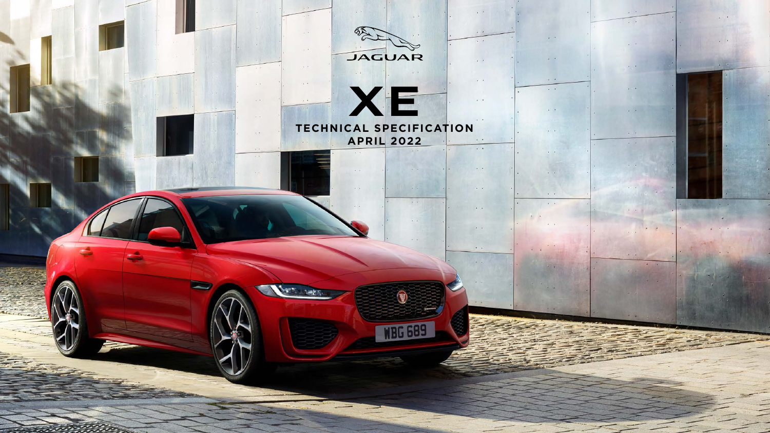JAGUAR

# XE

## TECHNICAL SPECIFICATION
## APRIL 2022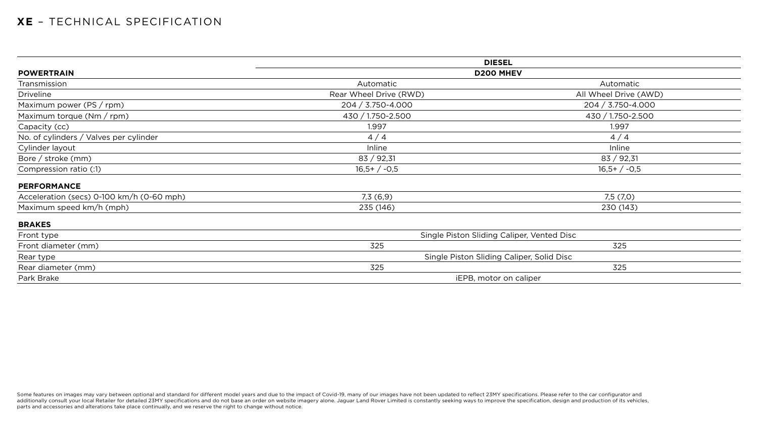# **XE** – TECHNICAL SPECIFICATION

| | DIESEL | |
|---|---|---|
| **POWERTRAIN** | **D200 MHEV** | |
| Transmission | Automatic | Automatic |
| Driveline | Rear Wheel Drive (RWD) | All Wheel Drive (AWD) |
| Maximum power (PS / rpm) | 204 / 3.750-4.000 | 204 / 3.750-4.000 |
| Maximum torque (Nm / rpm) | 430 / 1.750-2.500 | 430 / 1.750-2.500 |
| Capacity (cc) | 1.997 | 1.997 |
| No. of cylinders / Valves per cylinder | 4 / 4 | 4 / 4 |
| Cylinder layout | Inline | Inline |
| Bore / stroke (mm) | 83 / 92,31 | 83 / 92,31 |
| Compression ratio (:1) | 16,5+ / -0,5 | 16,5+ / -0,5 |
| **PERFORMANCE** | | |
| Acceleration (secs) 0-100 km/h (0-60 mph) | 7,3 (6,9) | 7,5 (7,0) |
| Maximum speed km/h (mph) | 235 (146) | 230 (143) |
| **BRAKES** | | |
| Front type | Single Piston Sliding Caliper, Vented Disc | |
| Front diameter (mm) | 325 | 325 |
| Rear type | Single Piston Sliding Caliper, Solid Disc | |
| Rear diameter (mm) | 325 | 325 |
| Park Brake | iEPB, motor on caliper | |

Some features on images may vary between optional and standard for different model years and due to the impact of Covid-19, many of our images have not been updated to reflect 23MY specifications. Please refer to the car configurator and additionally consult your local Retailer for detailed 23MY specifications and do not base an order on website imagery alone. Jaguar Land Rover Limited is constantly seeking ways to improve the specification, design and production of its vehicles, parts and accessories and alterations take place continually, and we reserve the right to change without notice.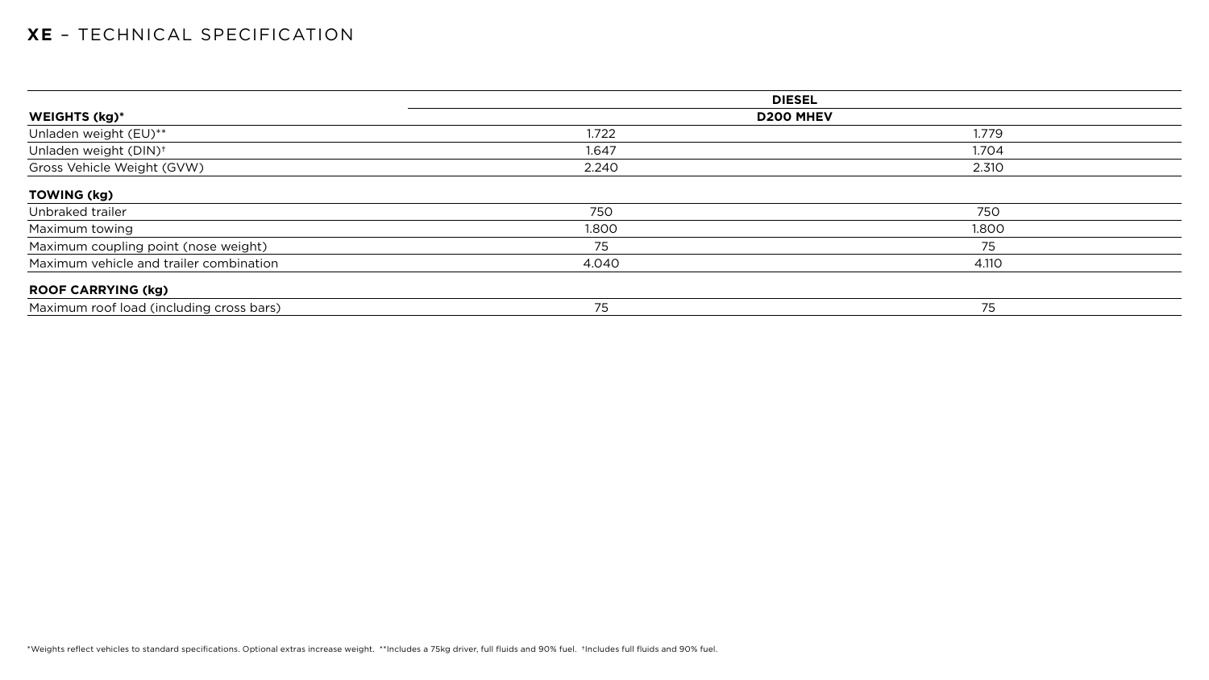# **XE** – TECHNICAL SPECIFICATION

| | **DIESEL** | |
|---|---|---|
| **WEIGHTS (kg)*** | **D200 MHEV** | |
| Unladen weight (EU)** | 1.722 | 1.779 |
| Unladen weight (DIN)† | 1.647 | 1.704 |
| Gross Vehicle Weight (GVW) | 2.240 | 2.310 |
| **TOWING (kg)** | | |
| Unbraked trailer | 750 | 750 |
| Maximum towing | 1.800 | 1.800 |
| Maximum coupling point (nose weight) | 75 | 75 |
| Maximum vehicle and trailer combination | 4.040 | 4.110 |
| **ROOF CARRYING (kg)** | | |
| Maximum roof load (including cross bars) | 75 | 75 |

*Weights reflect vehicles to standard specifications. Optional extras increase weight. **Includes a 75kg driver, full fluids and 90% fuel. †Includes full fluids and 90% fuel.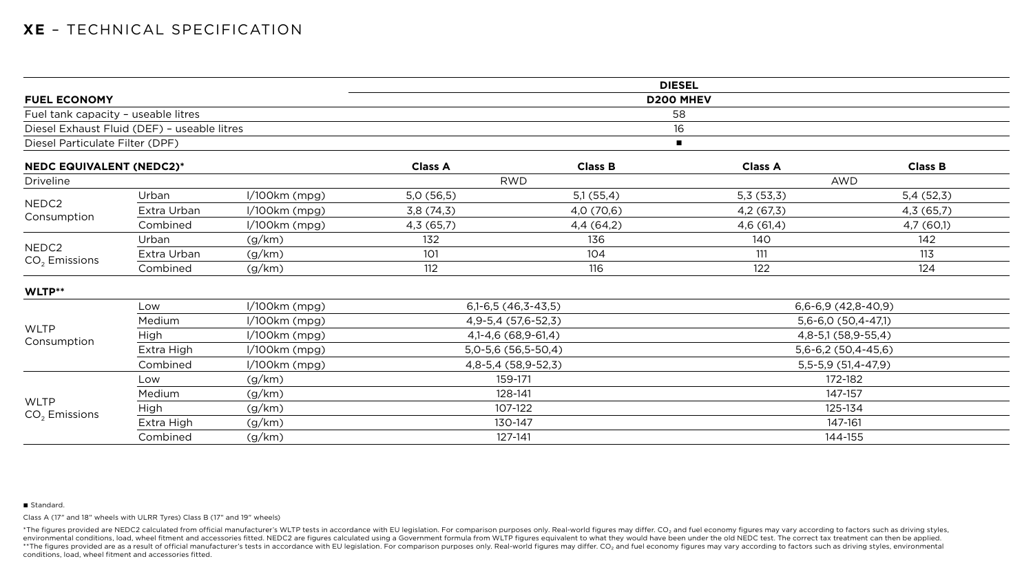# XE – TECHNICAL SPECIFICATION

| | | | DIESEL | | | |
|---|---|---|---|---|---|---|
| **FUEL ECONOMY** | | | **D200 MHEV** | | | |
| Fuel tank capacity – useable litres | | | 58 | | | |
| Diesel Exhaust Fluid (DEF) – useable litres | | | 16 | | | |
| Diesel Particulate Filter (DPF) | | | ■ | | | |
| **NEDC EQUIVALENT (NEDC2)*** | | | **Class A** | **Class B** | **Class A** | **Class B** |
| Driveline | | | RWD | | AWD | |
| NEDC2 Consumption | Urban | l/100km (mpg) | 5,0 (56,5) | 5,1 (55,4) | 5,3 (53,3) | 5,4 (52,3) |
| | Extra Urban | l/100km (mpg) | 3,8 (74,3) | 4,0 (70,6) | 4,2 (67,3) | 4,3 (65,7) |
| | Combined | l/100km (mpg) | 4,3 (65,7) | 4,4 (64,2) | 4,6 (61,4) | 4,7 (60,1) |
| NEDC2 $CO_2$ Emissions | Urban | (g/km) | 132 | 136 | 140 | 142 |
| | Extra Urban | (g/km) | 101 | 104 | 111 | 113 |
| | Combined | (g/km) | 112 | 116 | 122 | 124 |
| **WLTP**** | | | | | | |
| WLTP Consumption | Low | l/100km (mpg) | 6,1-6,5 (46,3-43,5) | | 6,6-6,9 (42,8-40,9) | |
| | Medium | l/100km (mpg) | 4,9-5,4 (57,6-52,3) | | 5,6-6,0 (50,4-47,1) | |
| | High | l/100km (mpg) | 4,1-4,6 (68,9-61,4) | | 4,8-5,1 (58,9-55,4) | |
| | Extra High | l/100km (mpg) | 5,0-5,6 (56,5-50,4) | | 5,6-6,2 (50,4-45,6) | |
| | Combined | l/100km (mpg) | 4,8-5,4 (58,9-52,3) | | 5,5-5,9 (51,4-47,9) | |
| WLTP $CO_2$ Emissions | Low | (g/km) | 159-171 | | 172-182 | |
| | Medium | (g/km) | 128-141 | | 147-157 | |
| | High | (g/km) | 107-122 | | 125-134 | |
| | Extra High | (g/km) | 130-147 | | 147-161 | |
| | Combined | (g/km) | 127-141 | | 144-155 | |

■ Standard.

Class A (17" and 18" wheels with ULRR Tyres) Class B (17" and 19" wheels)

*The figures provided are NEDC2 calculated from official manufacturer's WLTP tests in accordance with EU legislation. For comparison purposes only. Real-world figures may differ. $CO_2$ and fuel economy figures may vary according to factors such as driving styles, environmental conditions, load, wheel fitment and accessories fitted. NEDC2 are figures calculated using a Government formula from WLTP figures equivalent to what they would have been under the old NEDC test. The correct tax treatment can then be applied.
**The figures provided are as a result of official manufacturer's tests in accordance with EU legislation. For comparison purposes only. Real-world figures may differ. $CO_2$ and fuel economy figures may vary according to factors such as driving styles, environmental conditions, load, wheel fitment and accessories fitted.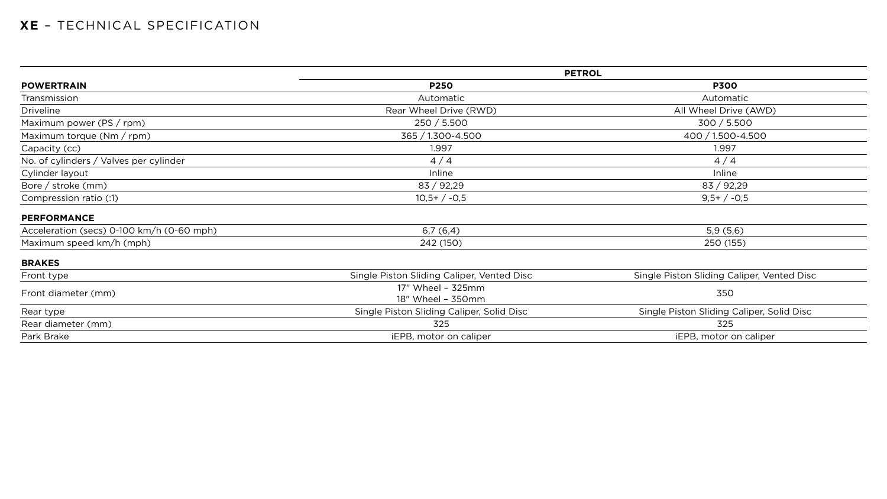# **XE** – TECHNICAL SPECIFICATION

| | PETROL | |
|---|---|---|
| **POWERTRAIN** | **P250** | **P300** |
| Transmission | Automatic | Automatic |
| Driveline | Rear Wheel Drive (RWD) | All Wheel Drive (AWD) |
| Maximum power (PS / rpm) | 250 / 5.500 | 300 / 5.500 |
| Maximum torque (Nm / rpm) | 365 / 1.300-4.500 | 400 / 1.500-4.500 |
| Capacity (cc) | 1.997 | 1.997 |
| No. of cylinders / Valves per cylinder | 4 / 4 | 4 / 4 |
| Cylinder layout | Inline | Inline |
| Bore / stroke (mm) | 83 / 92,29 | 83 / 92,29 |
| Compression ratio (:1) | 10,5+ / -0,5 | 9,5+ / -0,5 |
| **PERFORMANCE** | | |
| Acceleration (secs) 0-100 km/h (0-60 mph) | 6,7 (6,4) | 5,9 (5,6) |
| Maximum speed km/h (mph) | 242 (150) | 250 (155) |
| **BRAKES** | | |
| Front type | Single Piston Sliding Caliper, Vented Disc | Single Piston Sliding Caliper, Vented Disc |
| Front diameter (mm) | 17" Wheel – 325mm<br>18" Wheel – 350mm | 350 |
| Rear type | Single Piston Sliding Caliper, Solid Disc | Single Piston Sliding Caliper, Solid Disc |
| Rear diameter (mm) | 325 | 325 |
| Park Brake | iEPB, motor on caliper | iEPB, motor on caliper |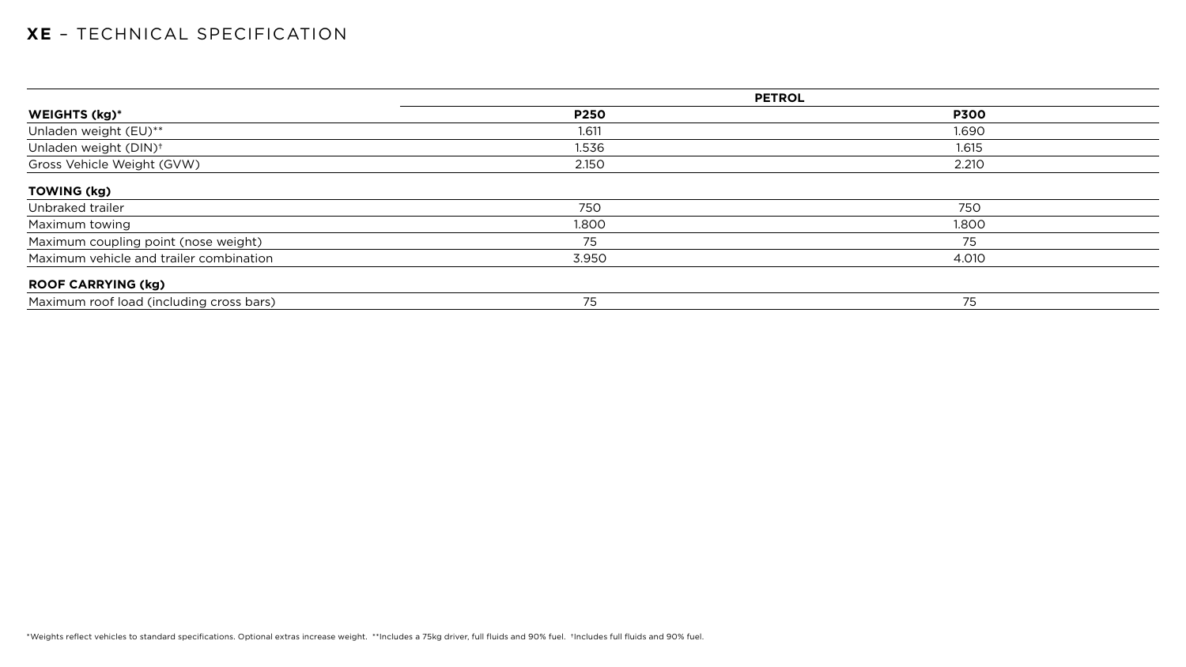# **XE** – TECHNICAL SPECIFICATION

| | PETROL | |
|---|---|---|
| **WEIGHTS (kg)*** | **P250** | **P300** |
| Unladen weight (EU)** | 1.611 | 1.690 |
| Unladen weight (DIN)† | 1.536 | 1.615 |
| Gross Vehicle Weight (GVW) | 2.150 | 2.210 |
| **TOWING (kg)** | | |
| Unbraked trailer | 750 | 750 |
| Maximum towing | 1.800 | 1.800 |
| Maximum coupling point (nose weight) | 75 | 75 |
| Maximum vehicle and trailer combination | 3.950 | 4.010 |
| **ROOF CARRYING (kg)** | | |
| Maximum roof load (including cross bars) | 75 | 75 |

*Weights reflect vehicles to standard specifications. Optional extras increase weight. **Includes a 75kg driver, full fluids and 90% fuel. †Includes full fluids and 90% fuel.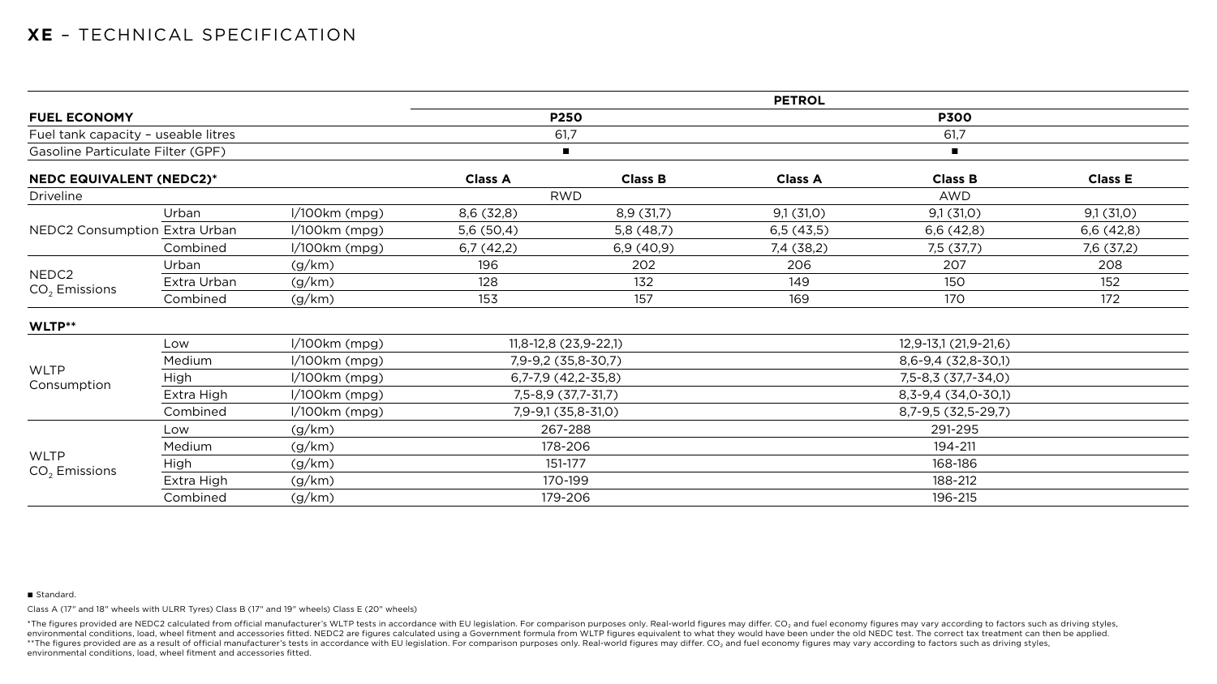# XE – TECHNICAL SPECIFICATION

| FUEL ECONOMY | | | PETROL | | | | |
|---|---|---|---|---|---|---|---|
| | | | P250 | | P300 | | |
| Fuel tank capacity – useable litres | | | 61,7 | | 61,7 | | |
| Gasoline Particulate Filter (GPF) | | | ■ | | ■ | | |
| **NEDC EQUIVALENT (NEDC2)*** | | | **Class A** | **Class B** | **Class A** | **Class B** | **Class E** |
| Driveline | | | RWD | | AWD | | |
| NEDC2 Consumption | Urban | l/100km (mpg) | 8,6 (32,8) | 8,9 (31,7) | 9,1 (31,0) | 9,1 (31,0) | 9,1 (31,0) |
| | Extra Urban | l/100km (mpg) | 5,6 (50,4) | 5,8 (48,7) | 6,5 (43,5) | 6,6 (42,8) | 6,6 (42,8) |
| | Combined | l/100km (mpg) | 6,7 (42,2) | 6,9 (40,9) | 7,4 (38,2) | 7,5 (37,7) | 7,6 (37,2) |
| NEDC2 $CO_2$ Emissions | Urban | (g/km) | 196 | 202 | 206 | 207 | 208 |
| | Extra Urban | (g/km) | 128 | 132 | 149 | 150 | 152 |
| | Combined | (g/km) | 153 | 157 | 169 | 170 | 172 |
| **WLTP**** | | | | | | | |
| WLTP Consumption | Low | l/100km (mpg) | 11,8-12,8 (23,9-22,1) | | 12,9-13,1 (21,9-21,6) | | |
| | Medium | l/100km (mpg) | 7,9-9,2 (35,8-30,7) | | 8,6-9,4 (32,8-30,1) | | |
| | High | l/100km (mpg) | 6,7-7,9 (42,2-35,8) | | 7,5-8,3 (37,7-34,0) | | |
| | Extra High | l/100km (mpg) | 7,5-8,9 (37,7-31,7) | | 8,3-9,4 (34,0-30,1) | | |
| | Combined | l/100km (mpg) | 7,9-9,1 (35,8-31,0) | | 8,7-9,5 (32,5-29,7) | | |
| WLTP $CO_2$ Emissions | Low | (g/km) | 267-288 | | 291-295 | | |
| | Medium | (g/km) | 178-206 | | 194-211 | | |
| | High | (g/km) | 151-177 | | 168-186 | | |
| | Extra High | (g/km) | 170-199 | | 188-212 | | |
| | Combined | (g/km) | 179-206 | | 196-215 | | |

■ Standard.

Class A (17" and 18" wheels with ULRR Tyres) Class B (17" and 19" wheels) Class E (20" wheels)

*The figures provided are NEDC2 calculated from official manufacturer's WLTP tests in accordance with EU legislation. For comparison purposes only. Real-world figures may differ. $CO_2$ and fuel economy figures may vary according to factors such as driving styles, environmental conditions, load, wheel fitment and accessories fitted. NEDC2 are figures calculated using a Government formula from WLTP figures equivalent to what they would have been under the old NEDC test. The correct tax treatment can then be applied.
**The figures provided are as a result of official manufacturer's tests in accordance with EU legislation. For comparison purposes only. Real-world figures may differ. $CO_2$ and fuel economy figures may vary according to factors such as driving styles, environmental conditions, load, wheel fitment and accessories fitted.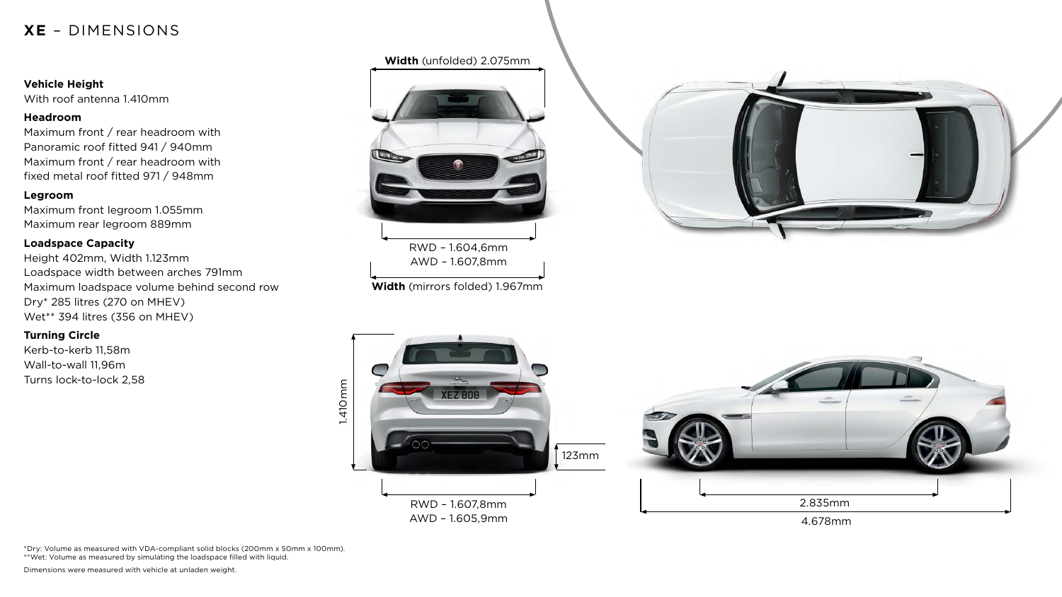# XE – DIMENSIONS

**Vehicle Height**
With roof antenna 1.410mm

**Headroom**
Maximum front / rear headroom with Panoramic roof fitted 941 / 940mm
Maximum front / rear headroom with fixed metal roof fitted 971 / 948mm

**Legroom**
Maximum front legroom 1.055mm
Maximum rear legroom 889mm

**Loadspace Capacity**
Height 402mm, Width 1.123mm
Loadspace width between arches 791mm
Maximum loadspace volume behind second row
Dry* 285 litres (270 on MHEV)
Wet** 394 litres (356 on MHEV)

**Turning Circle**
Kerb-to-kerb 11,58m
Wall-to-wall 11,96m
Turns lock-to-lock 2,58

**Width** (unfolded) 2.075mm

RWD – 1.604,6mm
AWD – 1.607,8mm

**Width** (mirrors folded) 1.967mm

1.410mm

123mm

RWD – 1.607,8mm
AWD – 1.605,9mm

2.835mm

4.678mm

*Dry: Volume as measured with VDA-compliant solid blocks (200mm x 50mm x 100mm).
**Wet: Volume as measured by simulating the loadspace filled with liquid.

Dimensions were measured with vehicle at unladen weight.